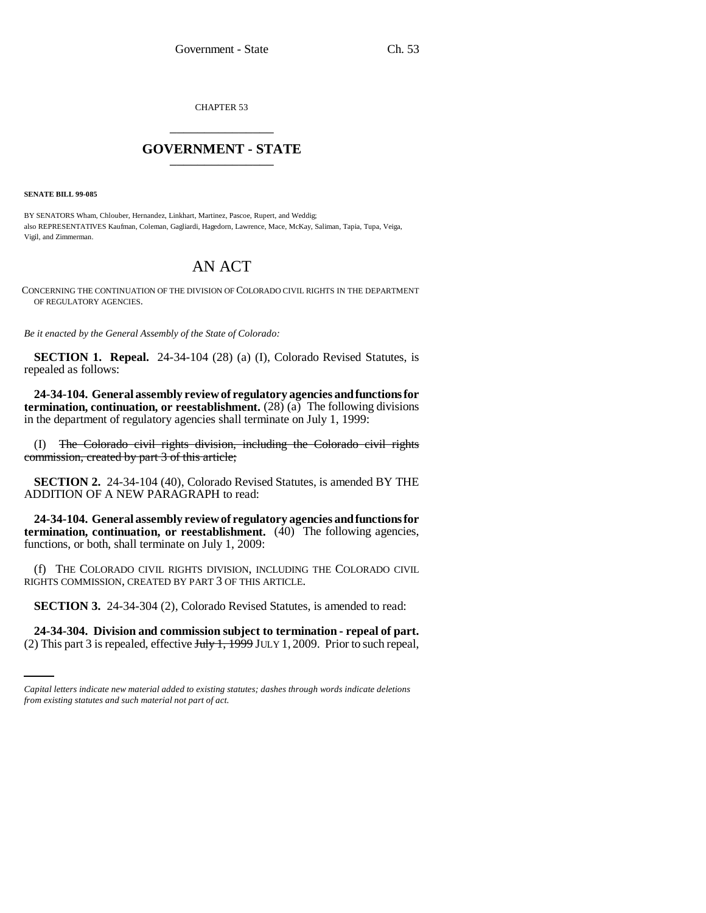CHAPTER 53

# GOVERNMENT - STATE

**SENATE BILL 99-085**

BY SENATORS Wham, Chlouber, Hernandez, Linkhart, Martinez, Pascoe, Rupert, and Weddig;
also REPRESENTATIVES Kaufman, Coleman, Gagliardi, Hagedorn, Lawrence, Mace, McKay, Saliman, Tapia, Tupa, Veiga, Vigil, and Zimmerman.

## AN ACT

CONCERNING THE CONTINUATION OF THE DIVISION OF COLORADO CIVIL RIGHTS IN THE DEPARTMENT OF REGULATORY AGENCIES.

*Be it enacted by the General Assembly of the State of Colorado:*

**SECTION 1. Repeal.** 24-34-104 (28) (a) (I), Colorado Revised Statutes, is repealed as follows:

**24-34-104. General assembly review of regulatory agencies and functions for termination, continuation, or reestablishment.** (28) (a) The following divisions in the department of regulatory agencies shall terminate on July 1, 1999:

(I) ~~The Colorado civil rights division, including the Colorado civil rights commission, created by part 3 of this article;~~

**SECTION 2.** 24-34-104 (40), Colorado Revised Statutes, is amended BY THE ADDITION OF A NEW PARAGRAPH to read:

**24-34-104. General assembly review of regulatory agencies and functions for termination, continuation, or reestablishment.** (40) The following agencies, functions, or both, shall terminate on July 1, 2009:

(f) THE COLORADO CIVIL RIGHTS DIVISION, INCLUDING THE COLORADO CIVIL RIGHTS COMMISSION, CREATED BY PART 3 OF THIS ARTICLE.

**SECTION 3.** 24-34-304 (2), Colorado Revised Statutes, is amended to read:

**24-34-304. Division and commission subject to termination - repeal of part.** (2) This part 3 is repealed, effective ~~July 1, 1999~~ JULY 1, 2009. Prior to such repeal,

*Capital letters indicate new material added to existing statutes; dashes through words indicate deletions from existing statutes and such material not part of act.*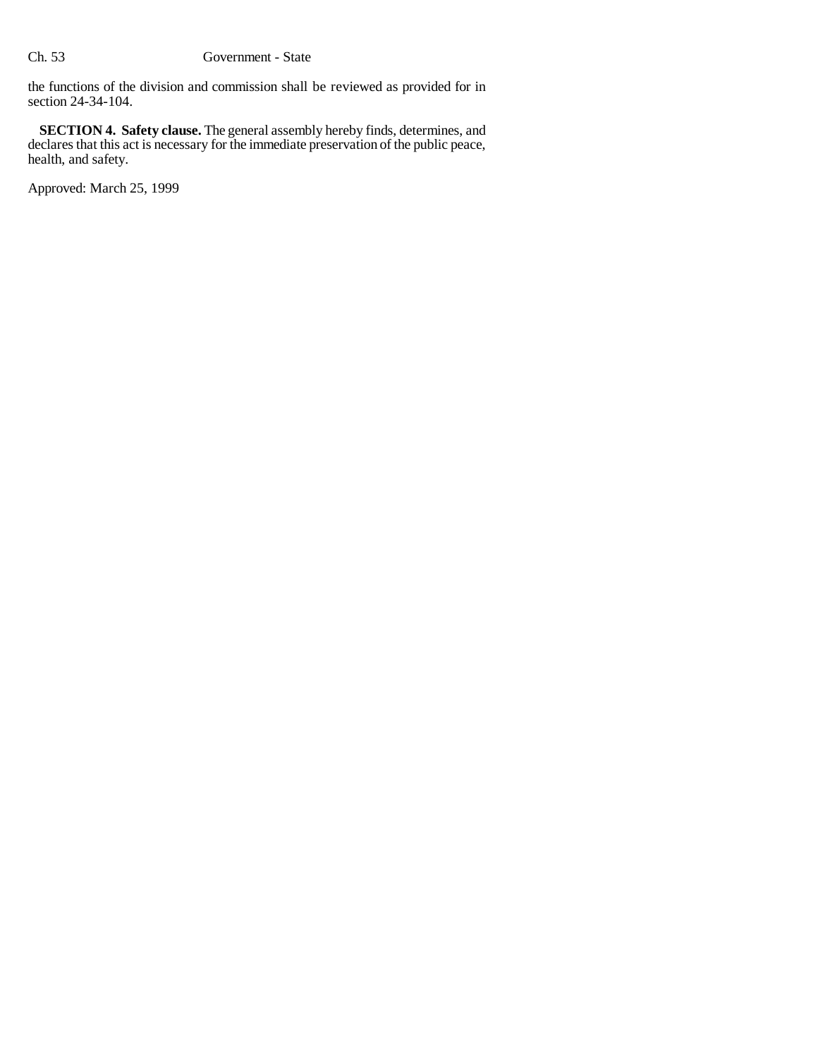the functions of the division and commission shall be reviewed as provided for in section 24-34-104.

**SECTION 4. Safety clause.** The general assembly hereby finds, determines, and declares that this act is necessary for the immediate preservation of the public peace, health, and safety.

Approved: March 25, 1999